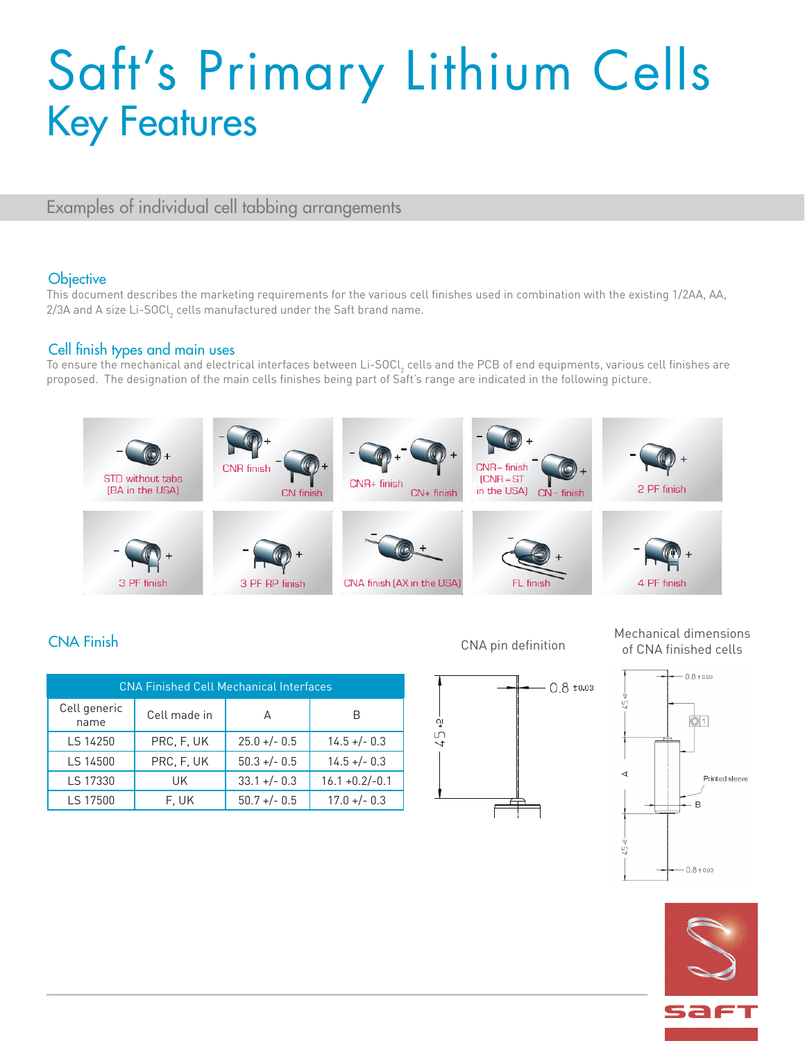# Saft's Primary Lithium Cells
## Key Features

### Examples of individual cell tabbing arrangements

#### Objective

This document describes the marketing requirements for the various cell finishes used in combination with the existing 1/2AA, AA, 2/3A and A size Li-$SOCl_2$ cells manufactured under the Saft brand name.

#### Cell finish types and main uses

To ensure the mechanical and electrical interfaces between Li-$SOCl_2$ cells and the PCB of end equipments, various cell finishes are proposed. The designation of the main cells finishes being part of Saft's range are indicated in the following picture.

STD without tabs (BA in the USA)

CNR finish

CN finish

CNR+ finish

CN+ finish

CNR– finish (CNR = ST in the USA)

CN– finish

2 PF finish

3 PF finish

3 PF RP finish

CNA finish (AX in the USA)

FL finish

4 PF finish

#### CNA Finish

| CNA Finished Cell Mechanical Interfaces | | | |
|---|---|---|---|
| Cell generic name | Cell made in | A | B |
| LS 14250 | PRC, F, UK | 25.0 +/- 0.5 | 14.5 +/- 0.3 |
| LS 14500 | PRC, F, UK | 50.3 +/- 0.5 | 14.5 +/- 0.3 |
| LS 17330 | UK | 33.1 +/- 0.3 | 16.1 +0.2/-0.1 |
| LS 17500 | F, UK | 50.7 +/- 0.5 | 17.0 +/- 0.3 |

CNA pin definition

0.8 ±0.03

45 ±2

Mechanical dimensions of CNA finished cells

0.8 ±0.03

45 ±2

A

B

Printed sleeve

0.8 ±0.03

45 ±2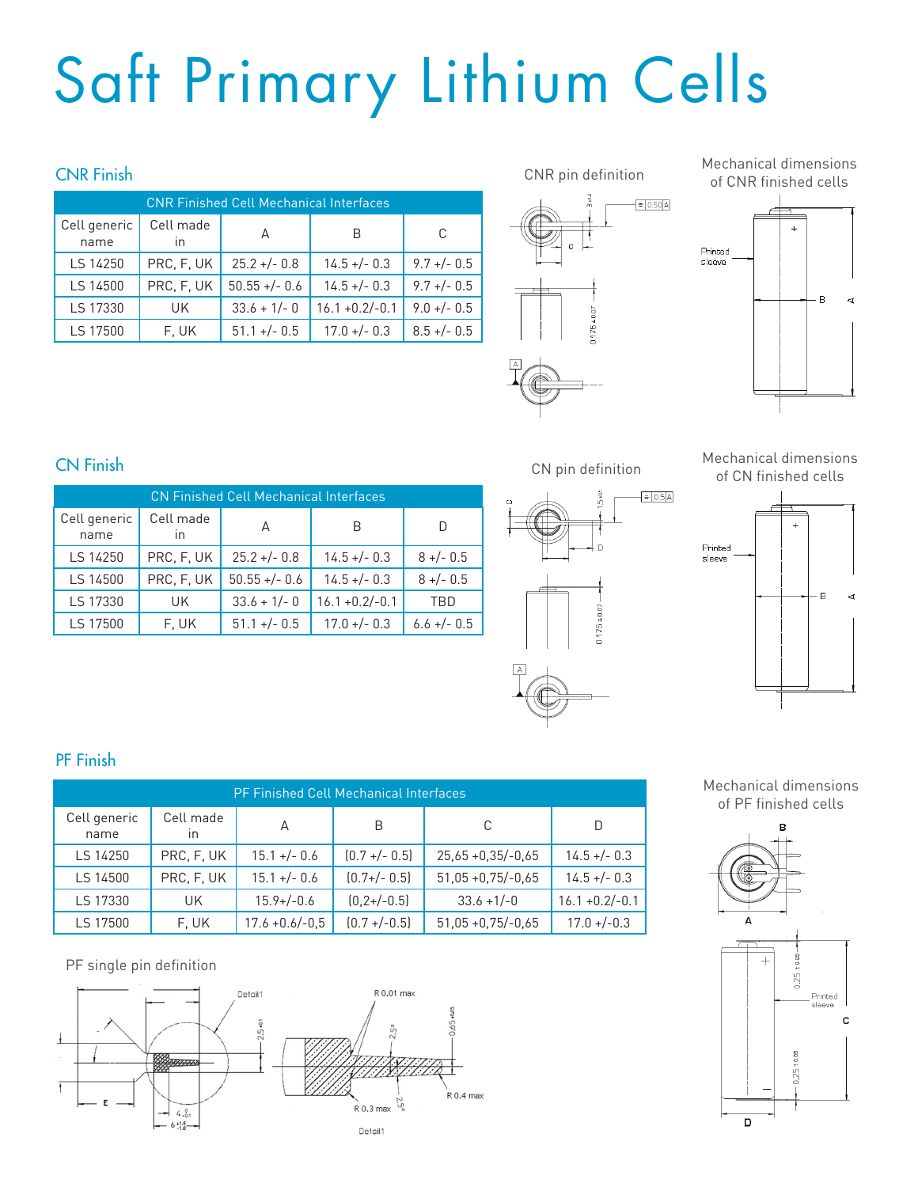# Saft Primary Lithium Cells

## CNR Finish

| CNR Finished Cell Mechanical Interfaces | | | | |
|---|---|---|---|---|
| Cell generic name | Cell made in | A | B | C |
| LS 14250 | PRC, F, UK | 25.2 +/- 0.8 | 14.5 +/- 0.3 | 9.7 +/- 0.5 |
| LS 14500 | PRC, F, UK | 50.55 +/- 0.6 | 14.5 +/- 0.3 | 9.7 +/- 0.5 |
| LS 17330 | UK | 33.6 + 1/- 0 | 16.1 +0.2/-0.1 | 9.0 +/- 0.5 |
| LS 17500 | F, UK | 51.1 +/- 0.5 | 17.0 +/- 0.3 | 8.5 +/- 0.5 |

CNR pin definition

Mechanical dimensions of CNR finished cells

## CN Finish

| CN Finished Cell Mechanical Interfaces | | | | |
|---|---|---|---|---|
| Cell generic name | Cell made in | A | B | D |
| LS 14250 | PRC, F, UK | 25.2 +/- 0.8 | 14.5 +/- 0.3 | 8 +/- 0.5 |
| LS 14500 | PRC, F, UK | 50.55 +/- 0.6 | 14.5 +/- 0.3 | 8 +/- 0.5 |
| LS 17330 | UK | 33.6 + 1/- 0 | 16.1 +0.2/-0.1 | TBD |
| LS 17500 | F, UK | 51.1 +/- 0.5 | 17.0 +/- 0.3 | 6.6 +/- 0.5 |

CN pin definition

Mechanical dimensions of CN finished cells

## PF Finish

| PF Finished Cell Mechanical Interfaces | | | | | |
|---|---|---|---|---|---|
| Cell generic name | Cell made in | A | B | C | D |
| LS 14250 | PRC, F, UK | 15.1 +/- 0.6 | (0.7 +/- 0.5) | 25,65 +0,35/-0,65 | 14.5 +/- 0.3 |
| LS 14500 | PRC, F, UK | 15.1 +/- 0.6 | (0.7+/- 0.5) | 51,05 +0,75/-0,65 | 14.5 +/- 0.3 |
| LS 17330 | UK | 15.9+/-0.6 | (0,2+/-0.5) | 33.6 +1/-0 | 16.1 +0.2/-0.1 |
| LS 17500 | F, UK | 17.6 +0.6/-0,5 | (0.7 +/-0.5) | 51,05 +0,75/-0,65 | 17.0 +/-0.3 |

Mechanical dimensions of PF finished cells

PF single pin definition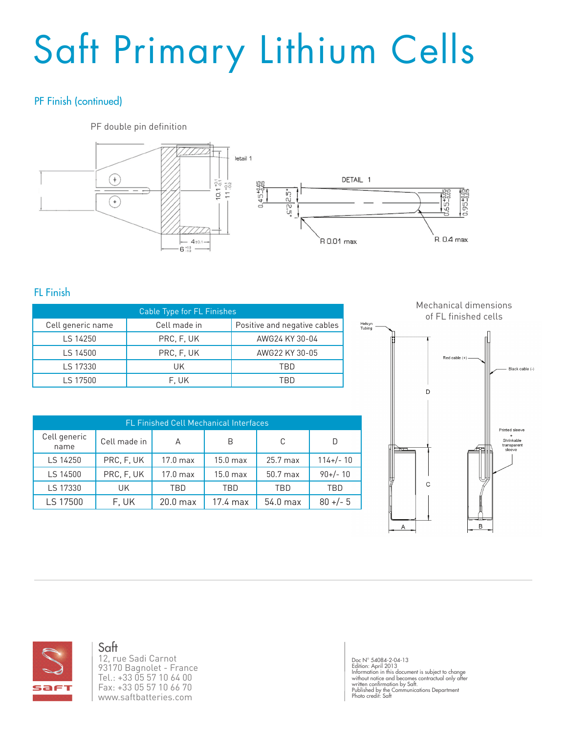# Saft Primary Lithium Cells

## PF Finish (continued)

PF double pin definition

Detail 1

DETAIL 1

10.1 $^{+0.1}_{-0.1}$

11 $^{+0.1}_{-0.2}$

4 ±0.1

6 $^{+1.5}_{-1.0}$

0.45 $^{+0.05}_{-0.05}$

2.5°

2.5°

0.65 $^{+0.05}_{-0.05}$

0.95 $^{+0.05}_{-0.05}$

R 0.01 max

R. 0.4 max

## FL Finish

| Cable Type for FL Finishes | | |
|---|---|---|
| Cell generic name | Cell made in | Positive and negative cables |
| LS 14250 | PRC, F, UK | AWG24 KY 30-04 |
| LS 14500 | PRC, F, UK | AWG22 KY 30-05 |
| LS 17330 | UK | TBD |
| LS 17500 | F, UK | TBD |

| FL Finished Cell Mechanical Interfaces | | | | | |
|---|---|---|---|---|---|
| Cell generic name | Cell made in | A | B | C | D |
| LS 14250 | PRC, F, UK | 17.0 max | 15.0 max | 25.7 max | 114+/- 10 |
| LS 14500 | PRC, F, UK | 17.0 max | 15.0 max | 50.7 max | 90+/- 10 |
| LS 17330 | UK | TBD | TBD | TBD | TBD |
| LS 17500 | F, UK | 20.0 max | 17.4 max | 54.0 max | 80 +/- 5 |

Mechanical dimensions of FL finished cells

Helsyn Tubing

Red cable (+)

Black cable (-)

D

Printed sleeve + Shrinkable transparent sleeve

C

A

B

Saft
12, rue Sadi Carnot
93170 Bagnolet - France
Tel.: +33 05 57 10 64 00
Fax: +33 05 57 10 66 70
www.saftbatteries.com

Doc N° 54084-2-04-13
Edition: April 2013
Information in this document is subject to change without notice and becomes contractual only after written confirmation by Saft.
Published by the Communications Department
Photo credit: Saft